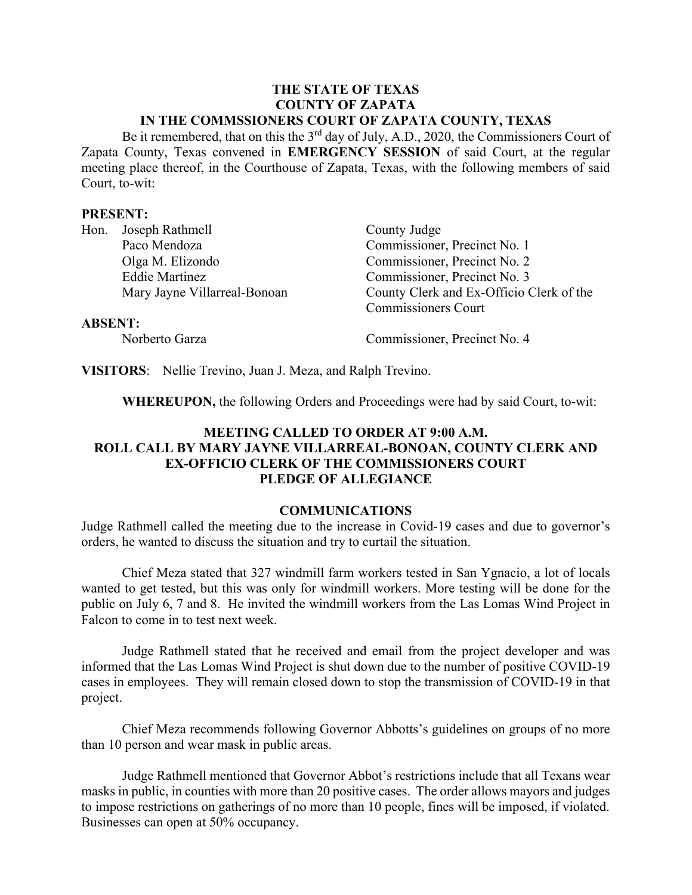**THE STATE OF TEXAS**
**COUNTY OF ZAPATA**
**IN THE COMMSSIONERS COURT OF ZAPATA COUNTY, TEXAS**

Be it remembered, that on this the 3rd day of July, A.D., 2020, the Commissioners Court of Zapata County, Texas convened in **EMERGENCY SESSION** of said Court, at the regular meeting place thereof, in the Courthouse of Zapata, Texas, with the following members of said Court, to-wit:

**PRESENT:**

| | |
|---|---|
| Hon. Joseph Rathmell | County Judge |
| Paco Mendoza | Commissioner, Precinct No. 1 |
| Olga M. Elizondo | Commissioner, Precinct No. 2 |
| Eddie Martinez | Commissioner, Precinct No. 3 |
| Mary Jayne Villarreal-Bonoan | County Clerk and Ex-Officio Clerk of the Commissioners Court |

**ABSENT:**

| | |
|---|---|
| Norberto Garza | Commissioner, Precinct No. 4 |

**VISITORS**: Nellie Trevino, Juan J. Meza, and Ralph Trevino.

**WHEREUPON,** the following Orders and Proceedings were had by said Court, to-wit:

**MEETING CALLED TO ORDER AT 9:00 A.M.**
**ROLL CALL BY MARY JAYNE VILLARREAL-BONOAN, COUNTY CLERK AND EX-OFFICIO CLERK OF THE COMMISSIONERS COURT**
**PLEDGE OF ALLEGIANCE**

**COMMUNICATIONS**

Judge Rathmell called the meeting due to the increase in Covid-19 cases and due to governor's orders, he wanted to discuss the situation and try to curtail the situation.

Chief Meza stated that 327 windmill farm workers tested in San Ygnacio, a lot of locals wanted to get tested, but this was only for windmill workers. More testing will be done for the public on July 6, 7 and 8. He invited the windmill workers from the Las Lomas Wind Project in Falcon to come in to test next week.

Judge Rathmell stated that he received and email from the project developer and was informed that the Las Lomas Wind Project is shut down due to the number of positive COVID-19 cases in employees. They will remain closed down to stop the transmission of COVID-19 in that project.

Chief Meza recommends following Governor Abbotts's guidelines on groups of no more than 10 person and wear mask in public areas.

Judge Rathmell mentioned that Governor Abbot's restrictions include that all Texans wear masks in public, in counties with more than 20 positive cases. The order allows mayors and judges to impose restrictions on gatherings of no more than 10 people, fines will be imposed, if violated. Businesses can open at 50% occupancy.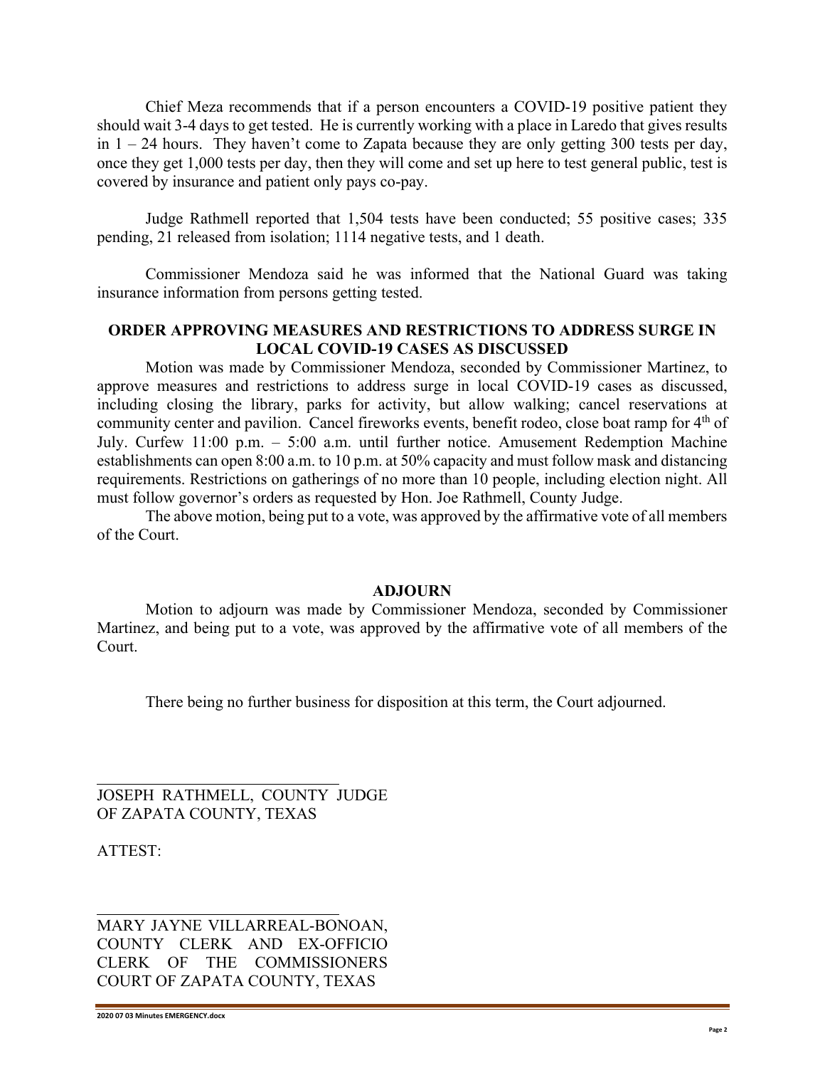Chief Meza recommends that if a person encounters a COVID-19 positive patient they should wait 3-4 days to get tested. He is currently working with a place in Laredo that gives results in 1 – 24 hours. They haven't come to Zapata because they are only getting 300 tests per day, once they get 1,000 tests per day, then they will come and set up here to test general public, test is covered by insurance and patient only pays co-pay.

Judge Rathmell reported that 1,504 tests have been conducted; 55 positive cases; 335 pending, 21 released from isolation; 1114 negative tests, and 1 death.

Commissioner Mendoza said he was informed that the National Guard was taking insurance information from persons getting tested.

**ORDER APPROVING MEASURES AND RESTRICTIONS TO ADDRESS SURGE IN LOCAL COVID-19 CASES AS DISCUSSED**

Motion was made by Commissioner Mendoza, seconded by Commissioner Martinez, to approve measures and restrictions to address surge in local COVID-19 cases as discussed, including closing the library, parks for activity, but allow walking; cancel reservations at community center and pavilion. Cancel fireworks events, benefit rodeo, close boat ramp for 4th of July. Curfew 11:00 p.m. – 5:00 a.m. until further notice. Amusement Redemption Machine establishments can open 8:00 a.m. to 10 p.m. at 50% capacity and must follow mask and distancing requirements. Restrictions on gatherings of no more than 10 people, including election night. All must follow governor's orders as requested by Hon. Joe Rathmell, County Judge.

The above motion, being put to a vote, was approved by the affirmative vote of all members of the Court.

**ADJOURN**

Motion to adjourn was made by Commissioner Mendoza, seconded by Commissioner Martinez, and being put to a vote, was approved by the affirmative vote of all members of the Court.

There being no further business for disposition at this term, the Court adjourned.

\_\_\_\_\_\_\_\_\_\_\_\_\_\_\_\_\_\_\_\_\_\_\_\_\_\_\_\_\_\_

JOSEPH RATHMELL, COUNTY JUDGE
OF ZAPATA COUNTY, TEXAS

ATTEST:

\_\_\_\_\_\_\_\_\_\_\_\_\_\_\_\_\_\_\_\_\_\_\_\_\_\_\_\_\_\_

MARY JAYNE VILLARREAL-BONOAN,
COUNTY CLERK AND EX-OFFICIO
CLERK OF THE COMMISSIONERS
COURT OF ZAPATA COUNTY, TEXAS